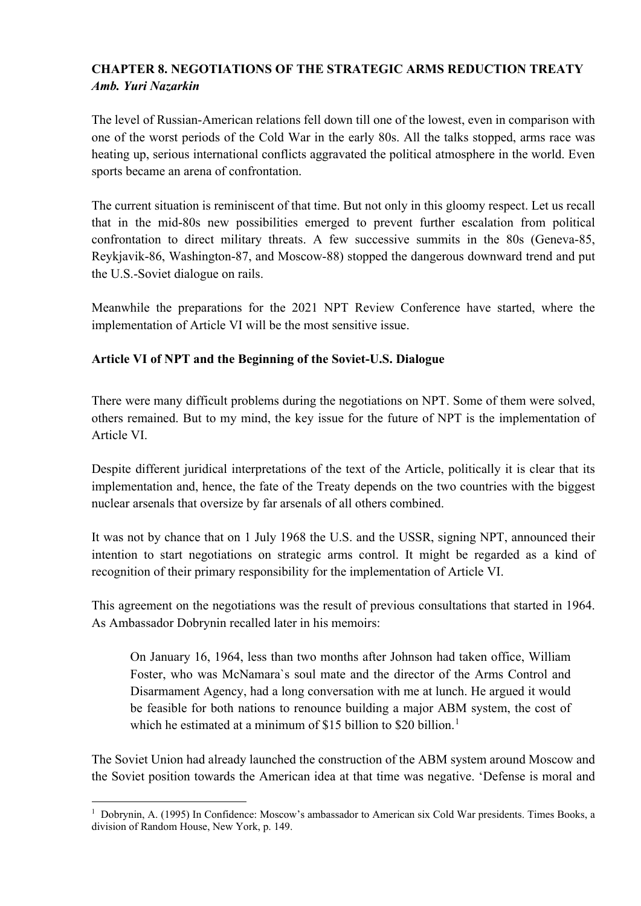# CHAPTER 8. NEGOTIATIONS OF THE STRATEGIC ARMS REDUCTION TREATY

*Amb. Yuri Nazarkin*

The level of Russian-American relations fell down till one of the lowest, even in comparison with one of the worst periods of the Cold War in the early 80s. All the talks stopped, arms race was heating up, serious international conflicts aggravated the political atmosphere in the world. Even sports became an arena of confrontation.

The current situation is reminiscent of that time. But not only in this gloomy respect. Let us recall that in the mid-80s new possibilities emerged to prevent further escalation from political confrontation to direct military threats. A few successive summits in the 80s (Geneva-85, Reykjavik-86, Washington-87, and Moscow-88) stopped the dangerous downward trend and put the U.S.-Soviet dialogue on rails.

Meanwhile the preparations for the 2021 NPT Review Conference have started, where the implementation of Article VI will be the most sensitive issue.

## Article VI of NPT and the Beginning of the Soviet-U.S. Dialogue

There were many difficult problems during the negotiations on NPT. Some of them were solved, others remained. But to my mind, the key issue for the future of NPT is the implementation of Article VI.

Despite different juridical interpretations of the text of the Article, politically it is clear that its implementation and, hence, the fate of the Treaty depends on the two countries with the biggest nuclear arsenals that oversize by far arsenals of all others combined.

It was not by chance that on 1 July 1968 the U.S. and the USSR, signing NPT, announced their intention to start negotiations on strategic arms control. It might be regarded as a kind of recognition of their primary responsibility for the implementation of Article VI.

This agreement on the negotiations was the result of previous consultations that started in 1964. As Ambassador Dobrynin recalled later in his memoirs:

> On January 16, 1964, less than two months after Johnson had taken office, William Foster, who was McNamara`s soul mate and the director of the Arms Control and Disarmament Agency, had a long conversation with me at lunch. He argued it would be feasible for both nations to renounce building a major ABM system, the cost of which he estimated at a minimum of $15 billion to $20 billion.[1]

The Soviet Union had already launched the construction of the ABM system around Moscow and the Soviet position towards the American idea at that time was negative. 'Defense is moral and

---

[1] Dobrynin, A. (1995) In Confidence: Moscow's ambassador to American six Cold War presidents. Times Books, a division of Random House, New York, p. 149.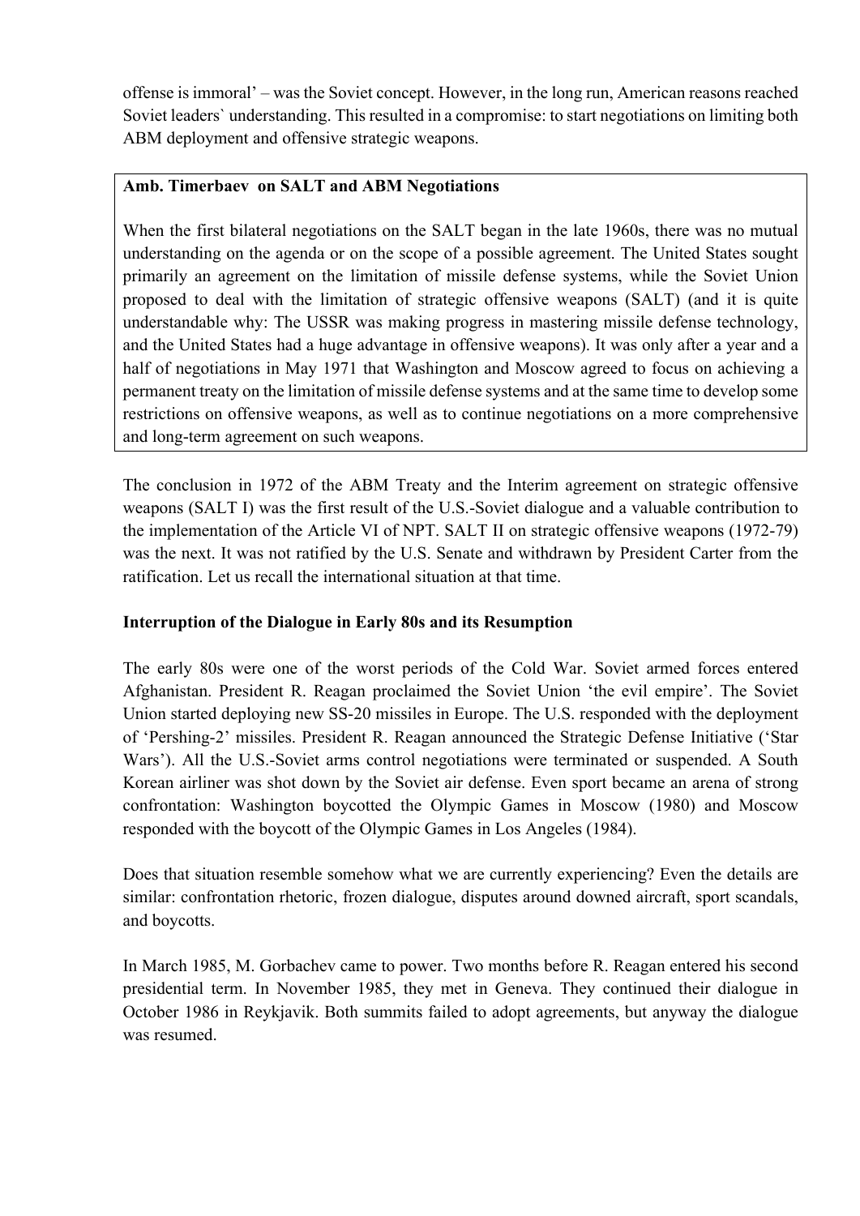offense is immoral' – was the Soviet concept. However, in the long run, American reasons reached Soviet leaders` understanding. This resulted in a compromise: to start negotiations on limiting both ABM deployment and offensive strategic weapons.

**Amb. Timerbaev on SALT and ABM Negotiations**

When the first bilateral negotiations on the SALT began in the late 1960s, there was no mutual understanding on the agenda or on the scope of a possible agreement. The United States sought primarily an agreement on the limitation of missile defense systems, while the Soviet Union proposed to deal with the limitation of strategic offensive weapons (SALT) (and it is quite understandable why: The USSR was making progress in mastering missile defense technology, and the United States had a huge advantage in offensive weapons). It was only after a year and a half of negotiations in May 1971 that Washington and Moscow agreed to focus on achieving a permanent treaty on the limitation of missile defense systems and at the same time to develop some restrictions on offensive weapons, as well as to continue negotiations on a more comprehensive and long-term agreement on such weapons.

The conclusion in 1972 of the ABM Treaty and the Interim agreement on strategic offensive weapons (SALT I) was the first result of the U.S.-Soviet dialogue and a valuable contribution to the implementation of the Article VI of NPT. SALT II on strategic offensive weapons (1972-79) was the next. It was not ratified by the U.S. Senate and withdrawn by President Carter from the ratification. Let us recall the international situation at that time.

**Interruption of the Dialogue in Early 80s and its Resumption**

The early 80s were one of the worst periods of the Cold War. Soviet armed forces entered Afghanistan. President R. Reagan proclaimed the Soviet Union 'the evil empire'. The Soviet Union started deploying new SS-20 missiles in Europe. The U.S. responded with the deployment of 'Pershing-2' missiles. President R. Reagan announced the Strategic Defense Initiative ('Star Wars'). All the U.S.-Soviet arms control negotiations were terminated or suspended. A South Korean airliner was shot down by the Soviet air defense. Even sport became an arena of strong confrontation: Washington boycotted the Olympic Games in Moscow (1980) and Moscow responded with the boycott of the Olympic Games in Los Angeles (1984).

Does that situation resemble somehow what we are currently experiencing? Even the details are similar: confrontation rhetoric, frozen dialogue, disputes around downed aircraft, sport scandals, and boycotts.

In March 1985, M. Gorbachev came to power. Two months before R. Reagan entered his second presidential term. In November 1985, they met in Geneva. They continued their dialogue in October 1986 in Reykjavik. Both summits failed to adopt agreements, but anyway the dialogue was resumed.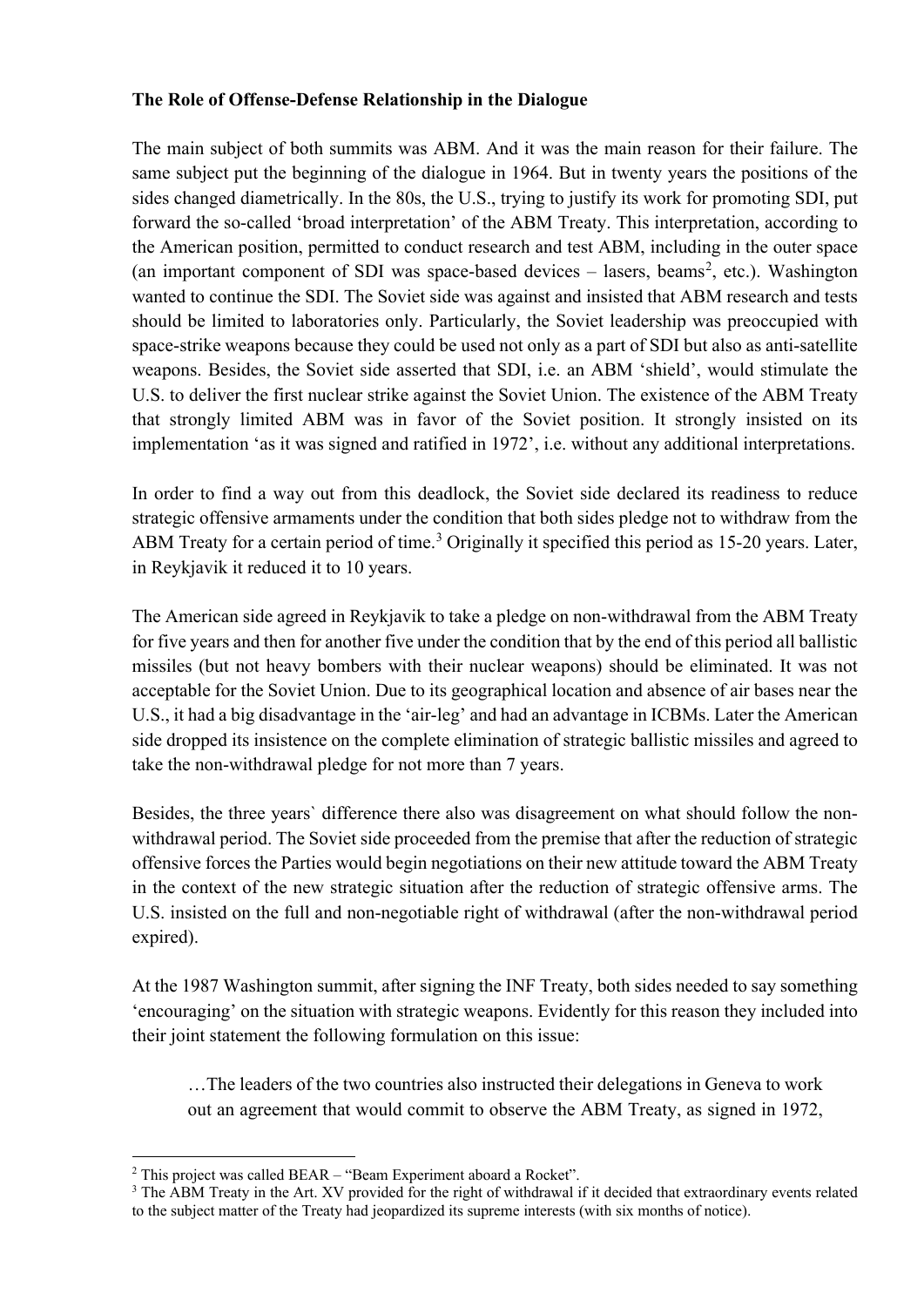**The Role of Offense-Defense Relationship in the Dialogue**

The main subject of both summits was ABM. And it was the main reason for their failure. The same subject put the beginning of the dialogue in 1964. But in twenty years the positions of the sides changed diametrically. In the 80s, the U.S., trying to justify its work for promoting SDI, put forward the so-called 'broad interpretation' of the ABM Treaty. This interpretation, according to the American position, permitted to conduct research and test ABM, including in the outer space (an important component of SDI was space-based devices – lasers, beams[2], etc.). Washington wanted to continue the SDI. The Soviet side was against and insisted that ABM research and tests should be limited to laboratories only. Particularly, the Soviet leadership was preoccupied with space-strike weapons because they could be used not only as a part of SDI but also as anti-satellite weapons. Besides, the Soviet side asserted that SDI, i.e. an ABM 'shield', would stimulate the U.S. to deliver the first nuclear strike against the Soviet Union. The existence of the ABM Treaty that strongly limited ABM was in favor of the Soviet position. It strongly insisted on its implementation 'as it was signed and ratified in 1972', i.e. without any additional interpretations.

In order to find a way out from this deadlock, the Soviet side declared its readiness to reduce strategic offensive armaments under the condition that both sides pledge not to withdraw from the ABM Treaty for a certain period of time.[3] Originally it specified this period as 15-20 years. Later, in Reykjavik it reduced it to 10 years.

The American side agreed in Reykjavik to take a pledge on non-withdrawal from the ABM Treaty for five years and then for another five under the condition that by the end of this period all ballistic missiles (but not heavy bombers with their nuclear weapons) should be eliminated. It was not acceptable for the Soviet Union. Due to its geographical location and absence of air bases near the U.S., it had a big disadvantage in the 'air-leg' and had an advantage in ICBMs. Later the American side dropped its insistence on the complete elimination of strategic ballistic missiles and agreed to take the non-withdrawal pledge for not more than 7 years.

Besides, the three years` difference there also was disagreement on what should follow the non-withdrawal period. The Soviet side proceeded from the premise that after the reduction of strategic offensive forces the Parties would begin negotiations on their new attitude toward the ABM Treaty in the context of the new strategic situation after the reduction of strategic offensive arms. The U.S. insisted on the full and non-negotiable right of withdrawal (after the non-withdrawal period expired).

At the 1987 Washington summit, after signing the INF Treaty, both sides needed to say something 'encouraging' on the situation with strategic weapons. Evidently for this reason they included into their joint statement the following formulation on this issue:

> …The leaders of the two countries also instructed their delegations in Geneva to work out an agreement that would commit to observe the ABM Treaty, as signed in 1972,

[2] This project was called BEAR – "Beam Experiment aboard a Rocket".

[3] The ABM Treaty in the Art. XV provided for the right of withdrawal if it decided that extraordinary events related to the subject matter of the Treaty had jeopardized its supreme interests (with six months of notice).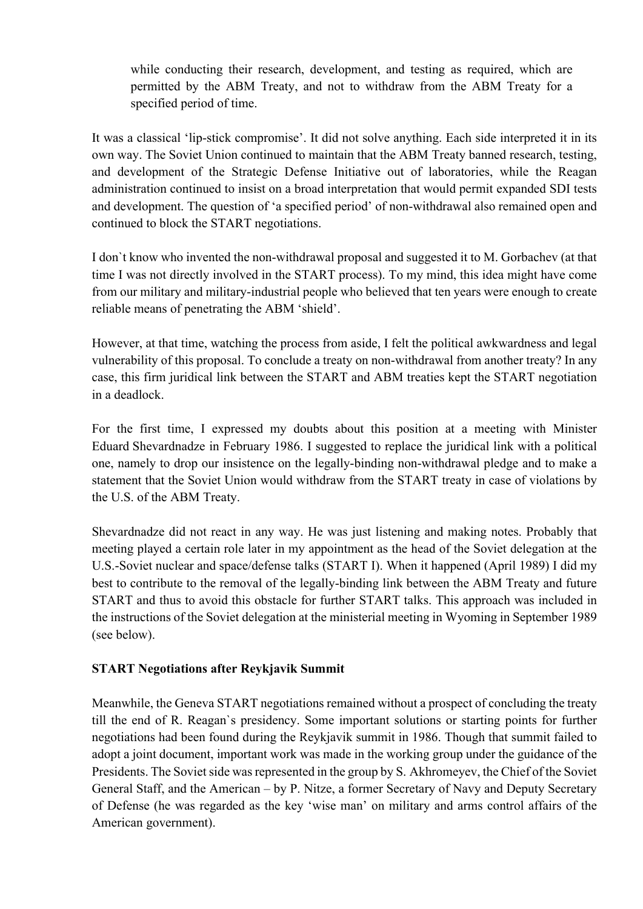> while conducting their research, development, and testing as required, which are permitted by the ABM Treaty, and not to withdraw from the ABM Treaty for a specified period of time.

It was a classical 'lip-stick compromise'. It did not solve anything. Each side interpreted it in its own way. The Soviet Union continued to maintain that the ABM Treaty banned research, testing, and development of the Strategic Defense Initiative out of laboratories, while the Reagan administration continued to insist on a broad interpretation that would permit expanded SDI tests and development. The question of 'a specified period' of non-withdrawal also remained open and continued to block the START negotiations.

I don`t know who invented the non-withdrawal proposal and suggested it to M. Gorbachev (at that time I was not directly involved in the START process). To my mind, this idea might have come from our military and military-industrial people who believed that ten years were enough to create reliable means of penetrating the ABM 'shield'.

However, at that time, watching the process from aside, I felt the political awkwardness and legal vulnerability of this proposal. To conclude a treaty on non-withdrawal from another treaty? In any case, this firm juridical link between the START and ABM treaties kept the START negotiation in a deadlock.

For the first time, I expressed my doubts about this position at a meeting with Minister Eduard Shevardnadze in February 1986. I suggested to replace the juridical link with a political one, namely to drop our insistence on the legally-binding non-withdrawal pledge and to make a statement that the Soviet Union would withdraw from the START treaty in case of violations by the U.S. of the ABM Treaty.

Shevardnadze did not react in any way. He was just listening and making notes. Probably that meeting played a certain role later in my appointment as the head of the Soviet delegation at the U.S.-Soviet nuclear and space/defense talks (START I). When it happened (April 1989) I did my best to contribute to the removal of the legally-binding link between the ABM Treaty and future START and thus to avoid this obstacle for further START talks. This approach was included in the instructions of the Soviet delegation at the ministerial meeting in Wyoming in September 1989 (see below).

**START Negotiations after Reykjavik Summit**

Meanwhile, the Geneva START negotiations remained without a prospect of concluding the treaty till the end of R. Reagan`s presidency. Some important solutions or starting points for further negotiations had been found during the Reykjavik summit in 1986. Though that summit failed to adopt a joint document, important work was made in the working group under the guidance of the Presidents. The Soviet side was represented in the group by S. Akhromeyev, the Chief of the Soviet General Staff, and the American – by P. Nitze, a former Secretary of Navy and Deputy Secretary of Defense (he was regarded as the key 'wise man' on military and arms control affairs of the American government).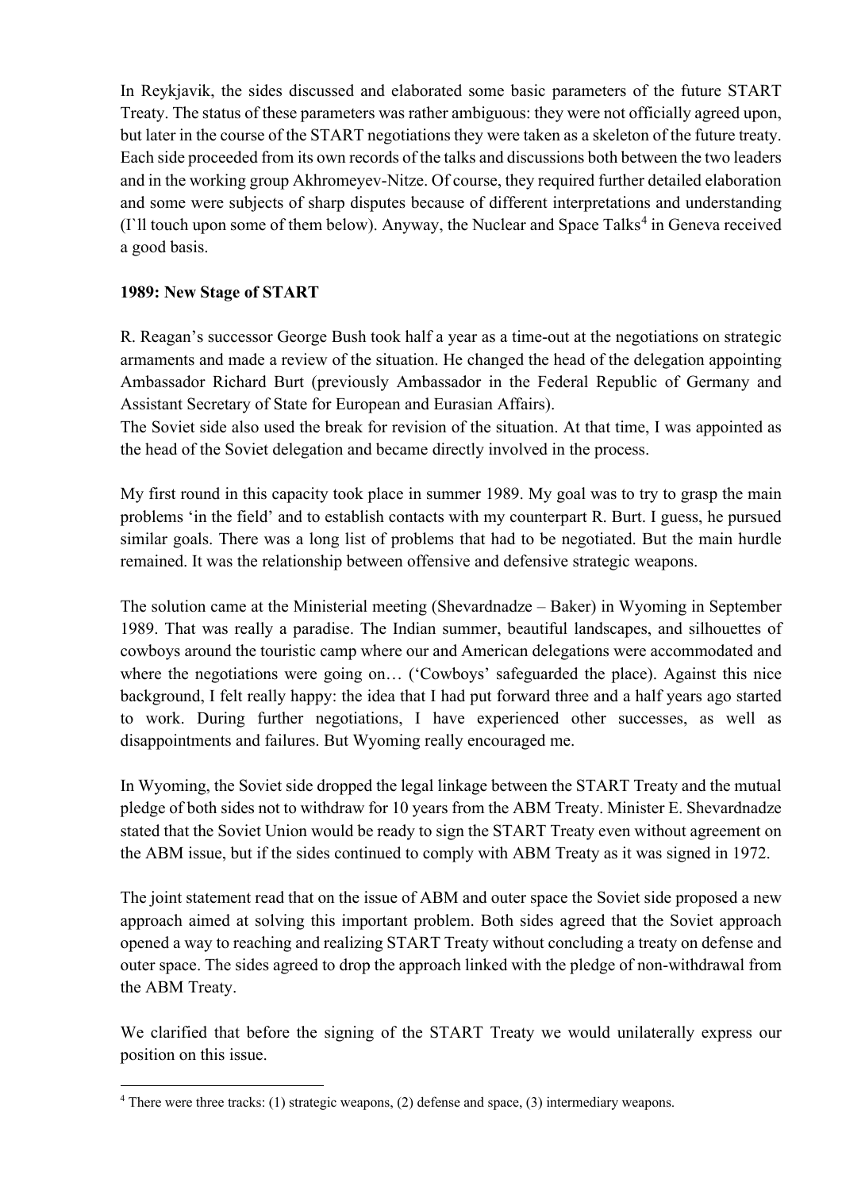In Reykjavik, the sides discussed and elaborated some basic parameters of the future START Treaty. The status of these parameters was rather ambiguous: they were not officially agreed upon, but later in the course of the START negotiations they were taken as a skeleton of the future treaty. Each side proceeded from its own records of the talks and discussions both between the two leaders and in the working group Akhromeyev-Nitze. Of course, they required further detailed elaboration and some were subjects of sharp disputes because of different interpretations and understanding (I`ll touch upon some of them below). Anyway, the Nuclear and Space Talks[4] in Geneva received a good basis.

**1989: New Stage of START**

R. Reagan's successor George Bush took half a year as a time-out at the negotiations on strategic armaments and made a review of the situation. He changed the head of the delegation appointing Ambassador Richard Burt (previously Ambassador in the Federal Republic of Germany and Assistant Secretary of State for European and Eurasian Affairs).
The Soviet side also used the break for revision of the situation. At that time, I was appointed as the head of the Soviet delegation and became directly involved in the process.

My first round in this capacity took place in summer 1989. My goal was to try to grasp the main problems 'in the field' and to establish contacts with my counterpart R. Burt. I guess, he pursued similar goals. There was a long list of problems that had to be negotiated. But the main hurdle remained. It was the relationship between offensive and defensive strategic weapons.

The solution came at the Ministerial meeting (Shevardnadze – Baker) in Wyoming in September 1989. That was really a paradise. The Indian summer, beautiful landscapes, and silhouettes of cowboys around the touristic camp where our and American delegations were accommodated and where the negotiations were going on… ('Cowboys' safeguarded the place). Against this nice background, I felt really happy: the idea that I had put forward three and a half years ago started to work. During further negotiations, I have experienced other successes, as well as disappointments and failures. But Wyoming really encouraged me.

In Wyoming, the Soviet side dropped the legal linkage between the START Treaty and the mutual pledge of both sides not to withdraw for 10 years from the ABM Treaty. Minister E. Shevardnadze stated that the Soviet Union would be ready to sign the START Treaty even without agreement on the ABM issue, but if the sides continued to comply with ABM Treaty as it was signed in 1972.

The joint statement read that on the issue of ABM and outer space the Soviet side proposed a new approach aimed at solving this important problem. Both sides agreed that the Soviet approach opened a way to reaching and realizing START Treaty without concluding a treaty on defense and outer space. The sides agreed to drop the approach linked with the pledge of non-withdrawal from the ABM Treaty.

We clarified that before the signing of the START Treaty we would unilaterally express our position on this issue.

---

[4] There were three tracks: (1) strategic weapons, (2) defense and space, (3) intermediary weapons.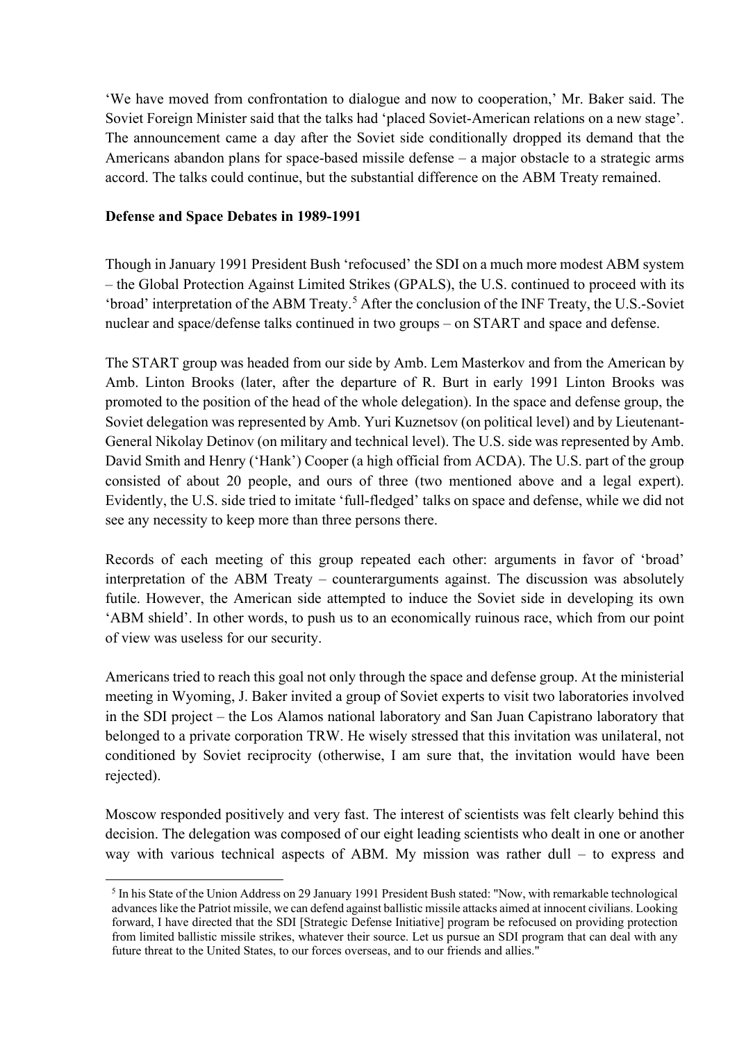'We have moved from confrontation to dialogue and now to cooperation,' Mr. Baker said. The Soviet Foreign Minister said that the talks had 'placed Soviet-American relations on a new stage'. The announcement came a day after the Soviet side conditionally dropped its demand that the Americans abandon plans for space-based missile defense – a major obstacle to a strategic arms accord. The talks could continue, but the substantial difference on the ABM Treaty remained.

**Defense and Space Debates in 1989-1991**

Though in January 1991 President Bush 'refocused' the SDI on a much more modest ABM system – the Global Protection Against Limited Strikes (GPALS), the U.S. continued to proceed with its 'broad' interpretation of the ABM Treaty.[5] After the conclusion of the INF Treaty, the U.S.-Soviet nuclear and space/defense talks continued in two groups – on START and space and defense.

The START group was headed from our side by Amb. Lem Masterkov and from the American by Amb. Linton Brooks (later, after the departure of R. Burt in early 1991 Linton Brooks was promoted to the position of the head of the whole delegation). In the space and defense group, the Soviet delegation was represented by Amb. Yuri Kuznetsov (on political level) and by Lieutenant-General Nikolay Detinov (on military and technical level). The U.S. side was represented by Amb. David Smith and Henry ('Hank') Cooper (a high official from ACDA). The U.S. part of the group consisted of about 20 people, and ours of three (two mentioned above and a legal expert). Evidently, the U.S. side tried to imitate 'full-fledged' talks on space and defense, while we did not see any necessity to keep more than three persons there.

Records of each meeting of this group repeated each other: arguments in favor of 'broad' interpretation of the ABM Treaty – counterarguments against. The discussion was absolutely futile. However, the American side attempted to induce the Soviet side in developing its own 'ABM shield'. In other words, to push us to an economically ruinous race, which from our point of view was useless for our security.

Americans tried to reach this goal not only through the space and defense group. At the ministerial meeting in Wyoming, J. Baker invited a group of Soviet experts to visit two laboratories involved in the SDI project – the Los Alamos national laboratory and San Juan Capistrano laboratory that belonged to a private corporation TRW. He wisely stressed that this invitation was unilateral, not conditioned by Soviet reciprocity (otherwise, I am sure that, the invitation would have been rejected).

Moscow responded positively and very fast. The interest of scientists was felt clearly behind this decision. The delegation was composed of our eight leading scientists who dealt in one or another way with various technical aspects of ABM. My mission was rather dull – to express and

[5] In his State of the Union Address on 29 January 1991 President Bush stated: "Now, with remarkable technological advances like the Patriot missile, we can defend against ballistic missile attacks aimed at innocent civilians. Looking forward, I have directed that the SDI [Strategic Defense Initiative] program be refocused on providing protection from limited ballistic missile strikes, whatever their source. Let us pursue an SDI program that can deal with any future threat to the United States, to our forces overseas, and to our friends and allies."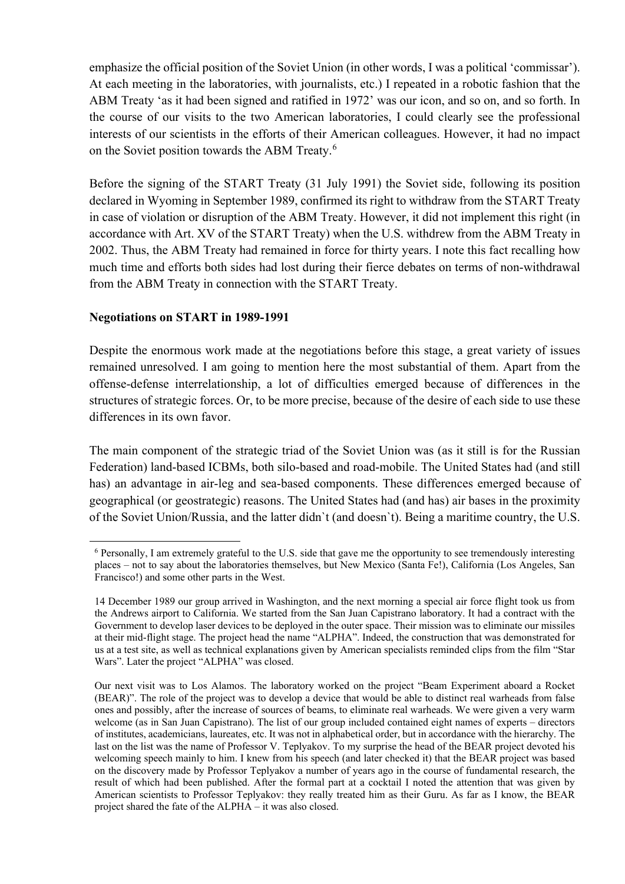emphasize the official position of the Soviet Union (in other words, I was a political 'commissar'). At each meeting in the laboratories, with journalists, etc.) I repeated in a robotic fashion that the ABM Treaty 'as it had been signed and ratified in 1972' was our icon, and so on, and so forth. In the course of our visits to the two American laboratories, I could clearly see the professional interests of our scientists in the efforts of their American colleagues. However, it had no impact on the Soviet position towards the ABM Treaty.[6]

Before the signing of the START Treaty (31 July 1991) the Soviet side, following its position declared in Wyoming in September 1989, confirmed its right to withdraw from the START Treaty in case of violation or disruption of the ABM Treaty. However, it did not implement this right (in accordance with Art. XV of the START Treaty) when the U.S. withdrew from the ABM Treaty in 2002. Thus, the ABM Treaty had remained in force for thirty years. I note this fact recalling how much time and efforts both sides had lost during their fierce debates on terms of non-withdrawal from the ABM Treaty in connection with the START Treaty.

**Negotiations on START in 1989-1991**

Despite the enormous work made at the negotiations before this stage, a great variety of issues remained unresolved. I am going to mention here the most substantial of them. Apart from the offense-defense interrelationship, a lot of difficulties emerged because of differences in the structures of strategic forces. Or, to be more precise, because of the desire of each side to use these differences in its own favor.

The main component of the strategic triad of the Soviet Union was (as it still is for the Russian Federation) land-based ICBMs, both silo-based and road-mobile. The United States had (and still has) an advantage in air-leg and sea-based components. These differences emerged because of geographical (or geostrategic) reasons. The United States had (and has) air bases in the proximity of the Soviet Union/Russia, and the latter didn`t (and doesn`t). Being a maritime country, the U.S.

---

[6] Personally, I am extremely grateful to the U.S. side that gave me the opportunity to see tremendously interesting places – not to say about the laboratories themselves, but New Mexico (Santa Fe!), California (Los Angeles, San Francisco!) and some other parts in the West.

14 December 1989 our group arrived in Washington, and the next morning a special air force flight took us from the Andrews airport to California. We started from the San Juan Capistrano laboratory. It had a contract with the Government to develop laser devices to be deployed in the outer space. Their mission was to eliminate our missiles at their mid-flight stage. The project head the name "ALPHA". Indeed, the construction that was demonstrated for us at a test site, as well as technical explanations given by American specialists reminded clips from the film "Star Wars". Later the project "ALPHA" was closed.

Our next visit was to Los Alamos. The laboratory worked on the project "Beam Experiment aboard a Rocket (BEAR)". The role of the project was to develop a device that would be able to distinct real warheads from false ones and possibly, after the increase of sources of beams, to eliminate real warheads. We were given a very warm welcome (as in San Juan Capistrano). The list of our group included contained eight names of experts – directors of institutes, academicians, laureates, etc. It was not in alphabetical order, but in accordance with the hierarchy. The last on the list was the name of Professor V. Teplyakov. To my surprise the head of the BEAR project devoted his welcoming speech mainly to him. I knew from his speech (and later checked it) that the BEAR project was based on the discovery made by Professor Teplyakov a number of years ago in the course of fundamental research, the result of which had been published. After the formal part at a cocktail I noted the attention that was given by American scientists to Professor Teplyakov: they really treated him as their Guru. As far as I know, the BEAR project shared the fate of the ALPHA – it was also closed.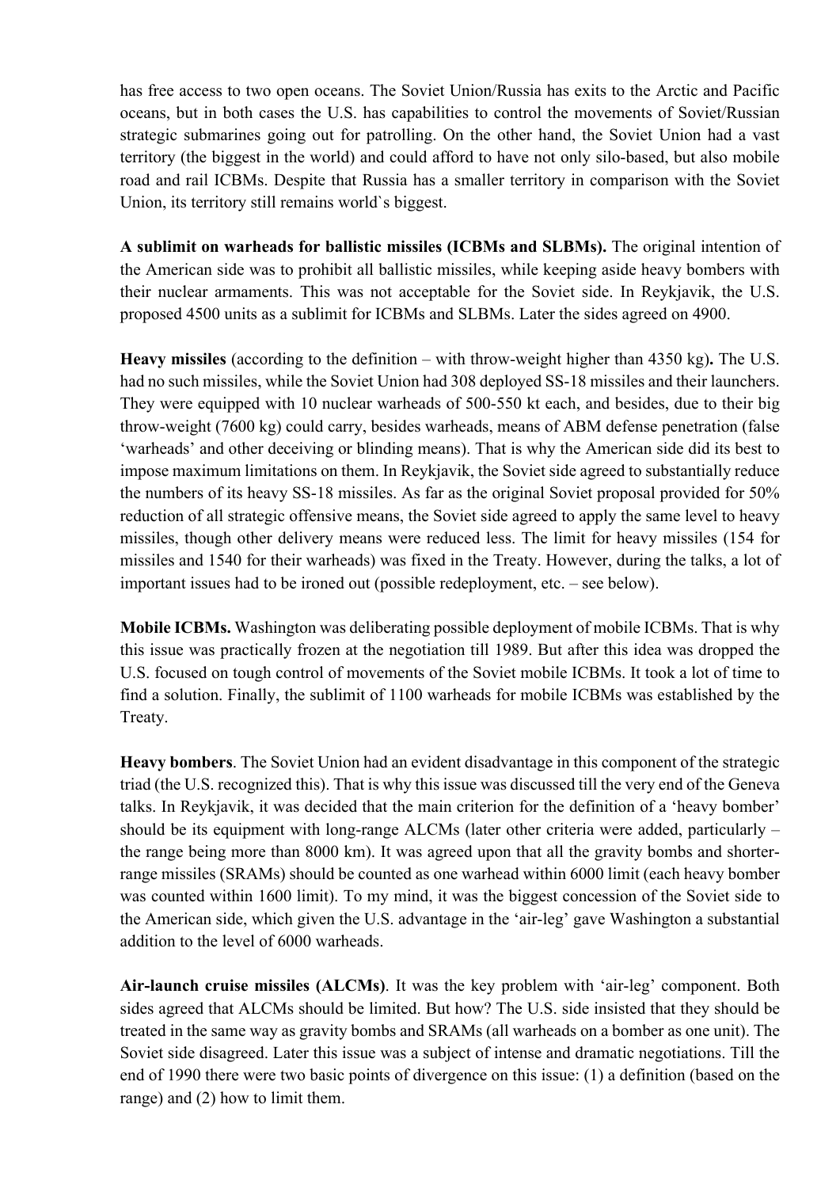has free access to two open oceans. The Soviet Union/Russia has exits to the Arctic and Pacific oceans, but in both cases the U.S. has capabilities to control the movements of Soviet/Russian strategic submarines going out for patrolling. On the other hand, the Soviet Union had a vast territory (the biggest in the world) and could afford to have not only silo-based, but also mobile road and rail ICBMs. Despite that Russia has a smaller territory in comparison with the Soviet Union, its territory still remains world`s biggest.

**A sublimit on warheads for ballistic missiles (ICBMs and SLBMs).** The original intention of the American side was to prohibit all ballistic missiles, while keeping aside heavy bombers with their nuclear armaments. This was not acceptable for the Soviet side. In Reykjavik, the U.S. proposed 4500 units as a sublimit for ICBMs and SLBMs. Later the sides agreed on 4900.

**Heavy missiles** (according to the definition – with throw-weight higher than 4350 kg)**.** The U.S. had no such missiles, while the Soviet Union had 308 deployed SS-18 missiles and their launchers. They were equipped with 10 nuclear warheads of 500-550 kt each, and besides, due to their big throw-weight (7600 kg) could carry, besides warheads, means of ABM defense penetration (false 'warheads' and other deceiving or blinding means). That is why the American side did its best to impose maximum limitations on them. In Reykjavik, the Soviet side agreed to substantially reduce the numbers of its heavy SS-18 missiles. As far as the original Soviet proposal provided for 50% reduction of all strategic offensive means, the Soviet side agreed to apply the same level to heavy missiles, though other delivery means were reduced less. The limit for heavy missiles (154 for missiles and 1540 for their warheads) was fixed in the Treaty. However, during the talks, a lot of important issues had to be ironed out (possible redeployment, etc. – see below).

**Mobile ICBMs.** Washington was deliberating possible deployment of mobile ICBMs. That is why this issue was practically frozen at the negotiation till 1989. But after this idea was dropped the U.S. focused on tough control of movements of the Soviet mobile ICBMs. It took a lot of time to find a solution. Finally, the sublimit of 1100 warheads for mobile ICBMs was established by the Treaty.

**Heavy bombers**. The Soviet Union had an evident disadvantage in this component of the strategic triad (the U.S. recognized this). That is why this issue was discussed till the very end of the Geneva talks. In Reykjavik, it was decided that the main criterion for the definition of a 'heavy bomber' should be its equipment with long-range ALCMs (later other criteria were added, particularly – the range being more than 8000 km). It was agreed upon that all the gravity bombs and shorter-range missiles (SRAMs) should be counted as one warhead within 6000 limit (each heavy bomber was counted within 1600 limit). To my mind, it was the biggest concession of the Soviet side to the American side, which given the U.S. advantage in the 'air-leg' gave Washington a substantial addition to the level of 6000 warheads.

**Air-launch cruise missiles (ALCMs)**. It was the key problem with 'air-leg' component. Both sides agreed that ALCMs should be limited. But how? The U.S. side insisted that they should be treated in the same way as gravity bombs and SRAMs (all warheads on a bomber as one unit). The Soviet side disagreed. Later this issue was a subject of intense and dramatic negotiations. Till the end of 1990 there were two basic points of divergence on this issue: (1) a definition (based on the range) and (2) how to limit them.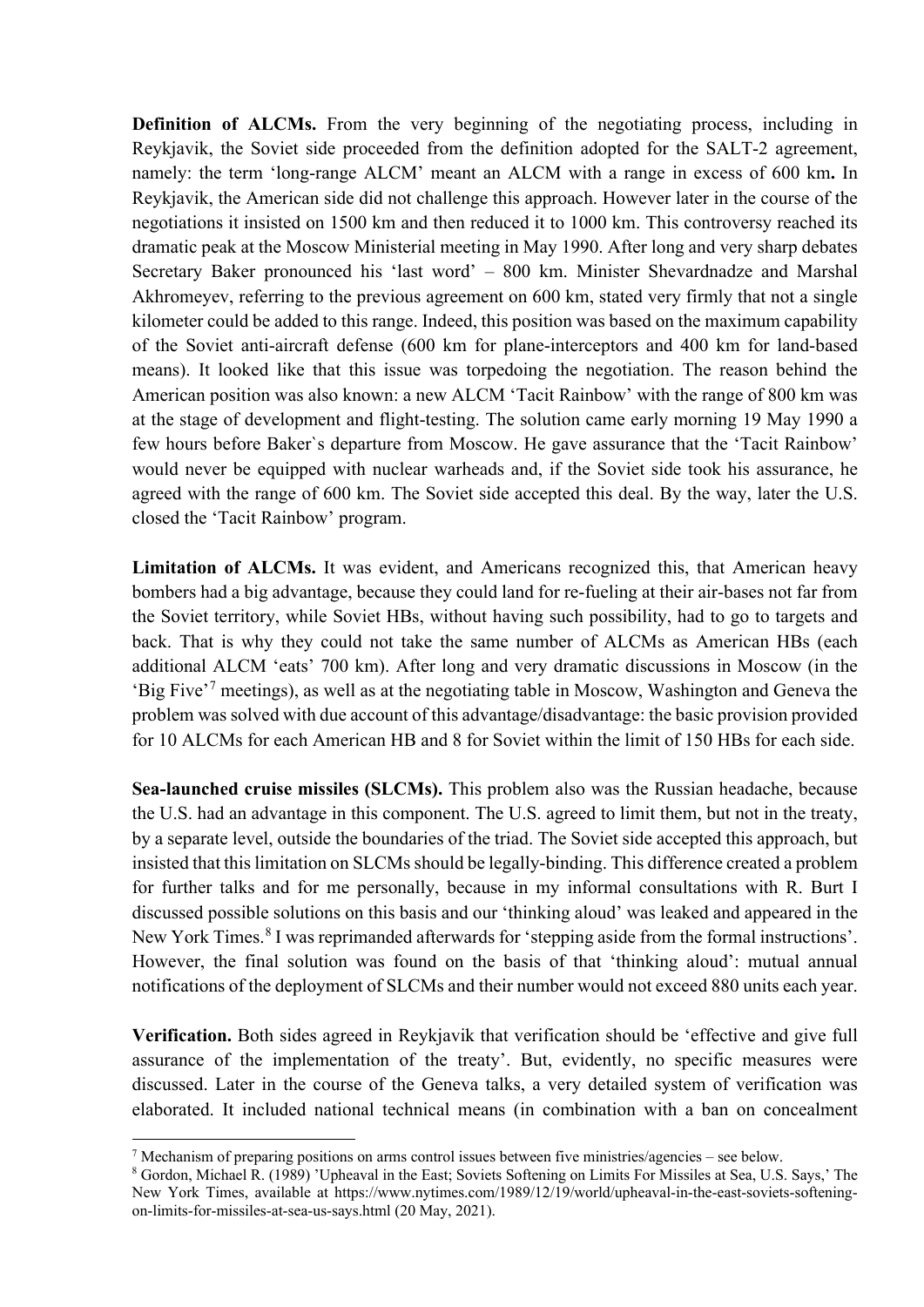**Definition of ALCMs.** From the very beginning of the negotiating process, including in Reykjavik, the Soviet side proceeded from the definition adopted for the SALT-2 agreement, namely: the term 'long-range ALCM' meant an ALCM with a range in excess of 600 km**.** In Reykjavik, the American side did not challenge this approach. However later in the course of the negotiations it insisted on 1500 km and then reduced it to 1000 km. This controversy reached its dramatic peak at the Moscow Ministerial meeting in May 1990. After long and very sharp debates Secretary Baker pronounced his 'last word' – 800 km. Minister Shevardnadze and Marshal Akhromeyev, referring to the previous agreement on 600 km, stated very firmly that not a single kilometer could be added to this range. Indeed, this position was based on the maximum capability of the Soviet anti-aircraft defense (600 km for plane-interceptors and 400 km for land-based means). It looked like that this issue was torpedoing the negotiation. The reason behind the American position was also known: a new ALCM 'Tacit Rainbow' with the range of 800 km was at the stage of development and flight-testing. The solution came early morning 19 May 1990 a few hours before Baker`s departure from Moscow. He gave assurance that the 'Tacit Rainbow' would never be equipped with nuclear warheads and, if the Soviet side took his assurance, he agreed with the range of 600 km. The Soviet side accepted this deal. By the way, later the U.S. closed the 'Tacit Rainbow' program.

**Limitation of ALCMs.** It was evident, and Americans recognized this, that American heavy bombers had a big advantage, because they could land for re-fueling at their air-bases not far from the Soviet territory, while Soviet HBs, without having such possibility, had to go to targets and back. That is why they could not take the same number of ALCMs as American HBs (each additional ALCM 'eats' 700 km). After long and very dramatic discussions in Moscow (in the 'Big Five'[7] meetings), as well as at the negotiating table in Moscow, Washington and Geneva the problem was solved with due account of this advantage/disadvantage: the basic provision provided for 10 ALCMs for each American HB and 8 for Soviet within the limit of 150 HBs for each side.

**Sea-launched cruise missiles (SLCMs).** This problem also was the Russian headache, because the U.S. had an advantage in this component. The U.S. agreed to limit them, but not in the treaty, by a separate level, outside the boundaries of the triad. The Soviet side accepted this approach, but insisted that this limitation on SLCMs should be legally-binding. This difference created a problem for further talks and for me personally, because in my informal consultations with R. Burt I discussed possible solutions on this basis and our 'thinking aloud' was leaked and appeared in the New York Times.[8] I was reprimanded afterwards for 'stepping aside from the formal instructions'. However, the final solution was found on the basis of that 'thinking aloud': mutual annual notifications of the deployment of SLCMs and their number would not exceed 880 units each year.

**Verification.** Both sides agreed in Reykjavik that verification should be 'effective and give full assurance of the implementation of the treaty'. But, evidently, no specific measures were discussed. Later in the course of the Geneva talks, a very detailed system of verification was elaborated. It included national technical means (in combination with a ban on concealment

---

[7] Mechanism of preparing positions on arms control issues between five ministries/agencies – see below.

[8] Gordon, Michael R. (1989) 'Upheaval in the East; Soviets Softening on Limits For Missiles at Sea, U.S. Says,' The New York Times, available at https://www.nytimes.com/1989/12/19/world/upheaval-in-the-east-soviets-softening-on-limits-for-missiles-at-sea-us-says.html (20 May, 2021).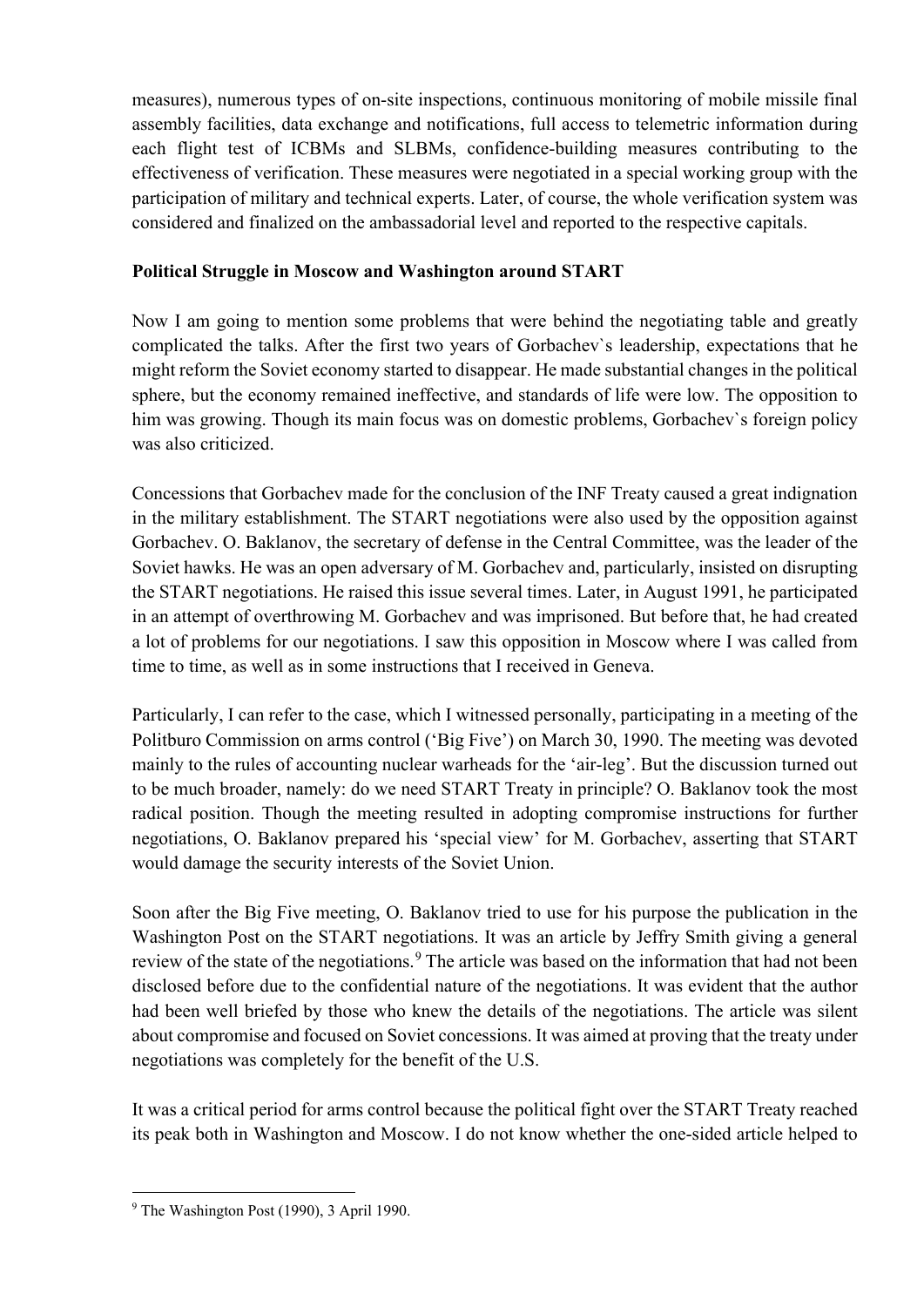measures), numerous types of on-site inspections, continuous monitoring of mobile missile final assembly facilities, data exchange and notifications, full access to telemetric information during each flight test of ICBMs and SLBMs, confidence-building measures contributing to the effectiveness of verification. These measures were negotiated in a special working group with the participation of military and technical experts. Later, of course, the whole verification system was considered and finalized on the ambassadorial level and reported to the respective capitals.

**Political Struggle in Moscow and Washington around START**

Now I am going to mention some problems that were behind the negotiating table and greatly complicated the talks. After the first two years of Gorbachev`s leadership, expectations that he might reform the Soviet economy started to disappear. He made substantial changes in the political sphere, but the economy remained ineffective, and standards of life were low. The opposition to him was growing. Though its main focus was on domestic problems, Gorbachev`s foreign policy was also criticized.

Concessions that Gorbachev made for the conclusion of the INF Treaty caused a great indignation in the military establishment. The START negotiations were also used by the opposition against Gorbachev. O. Baklanov, the secretary of defense in the Central Committee, was the leader of the Soviet hawks. He was an open adversary of M. Gorbachev and, particularly, insisted on disrupting the START negotiations. He raised this issue several times. Later, in August 1991, he participated in an attempt of overthrowing M. Gorbachev and was imprisoned. But before that, he had created a lot of problems for our negotiations. I saw this opposition in Moscow where I was called from time to time, as well as in some instructions that I received in Geneva.

Particularly, I can refer to the case, which I witnessed personally, participating in a meeting of the Politburo Commission on arms control ('Big Five') on March 30, 1990. The meeting was devoted mainly to the rules of accounting nuclear warheads for the 'air-leg'. But the discussion turned out to be much broader, namely: do we need START Treaty in principle? O. Baklanov took the most radical position. Though the meeting resulted in adopting compromise instructions for further negotiations, O. Baklanov prepared his 'special view' for M. Gorbachev, asserting that START would damage the security interests of the Soviet Union.

Soon after the Big Five meeting, O. Baklanov tried to use for his purpose the publication in the Washington Post on the START negotiations. It was an article by Jeffry Smith giving a general review of the state of the negotiations.[9] The article was based on the information that had not been disclosed before due to the confidential nature of the negotiations. It was evident that the author had been well briefed by those who knew the details of the negotiations. The article was silent about compromise and focused on Soviet concessions. It was aimed at proving that the treaty under negotiations was completely for the benefit of the U.S.

It was a critical period for arms control because the political fight over the START Treaty reached its peak both in Washington and Moscow. I do not know whether the one-sided article helped to

[9] The Washington Post (1990), 3 April 1990.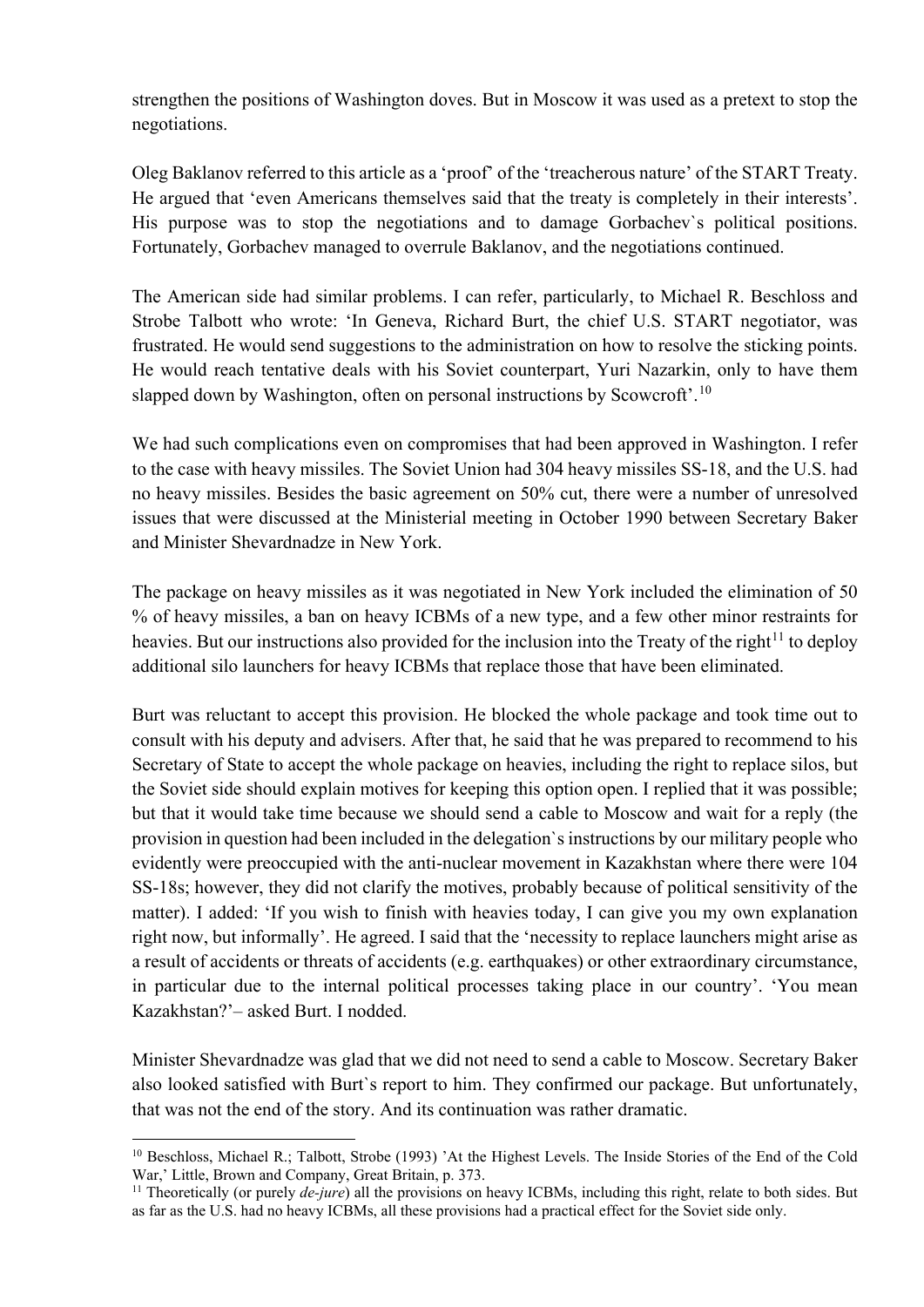strengthen the positions of Washington doves. But in Moscow it was used as a pretext to stop the negotiations.

Oleg Baklanov referred to this article as a 'proof' of the 'treacherous nature' of the START Treaty. He argued that 'even Americans themselves said that the treaty is completely in their interests'. His purpose was to stop the negotiations and to damage Gorbachev`s political positions. Fortunately, Gorbachev managed to overrule Baklanov, and the negotiations continued.

The American side had similar problems. I can refer, particularly, to Michael R. Beschloss and Strobe Talbott who wrote: 'In Geneva, Richard Burt, the chief U.S. START negotiator, was frustrated. He would send suggestions to the administration on how to resolve the sticking points. He would reach tentative deals with his Soviet counterpart, Yuri Nazarkin, only to have them slapped down by Washington, often on personal instructions by Scowcroft'.[10]

We had such complications even on compromises that had been approved in Washington. I refer to the case with heavy missiles. The Soviet Union had 304 heavy missiles SS-18, and the U.S. had no heavy missiles. Besides the basic agreement on 50% cut, there were a number of unresolved issues that were discussed at the Ministerial meeting in October 1990 between Secretary Baker and Minister Shevardnadze in New York.

The package on heavy missiles as it was negotiated in New York included the elimination of 50 % of heavy missiles, a ban on heavy ICBMs of a new type, and a few other minor restraints for heavies. But our instructions also provided for the inclusion into the Treaty of the right[11] to deploy additional silo launchers for heavy ICBMs that replace those that have been eliminated.

Burt was reluctant to accept this provision. He blocked the whole package and took time out to consult with his deputy and advisers. After that, he said that he was prepared to recommend to his Secretary of State to accept the whole package on heavies, including the right to replace silos, but the Soviet side should explain motives for keeping this option open. I replied that it was possible; but that it would take time because we should send a cable to Moscow and wait for a reply (the provision in question had been included in the delegation`s instructions by our military people who evidently were preoccupied with the anti-nuclear movement in Kazakhstan where there were 104 SS-18s; however, they did not clarify the motives, probably because of political sensitivity of the matter). I added: 'If you wish to finish with heavies today, I can give you my own explanation right now, but informally'. He agreed. I said that the 'necessity to replace launchers might arise as a result of accidents or threats of accidents (e.g. earthquakes) or other extraordinary circumstance, in particular due to the internal political processes taking place in our country'. 'You mean Kazakhstan?'– asked Burt. I nodded.

Minister Shevardnadze was glad that we did not need to send a cable to Moscow. Secretary Baker also looked satisfied with Burt`s report to him. They confirmed our package. But unfortunately, that was not the end of the story. And its continuation was rather dramatic.

---

[10] Beschloss, Michael R.; Talbott, Strobe (1993) 'At the Highest Levels. The Inside Stories of the End of the Cold War,' Little, Brown and Company, Great Britain, p. 373.

[11] Theoretically (or purely *de-jure*) all the provisions on heavy ICBMs, including this right, relate to both sides. But as far as the U.S. had no heavy ICBMs, all these provisions had a practical effect for the Soviet side only.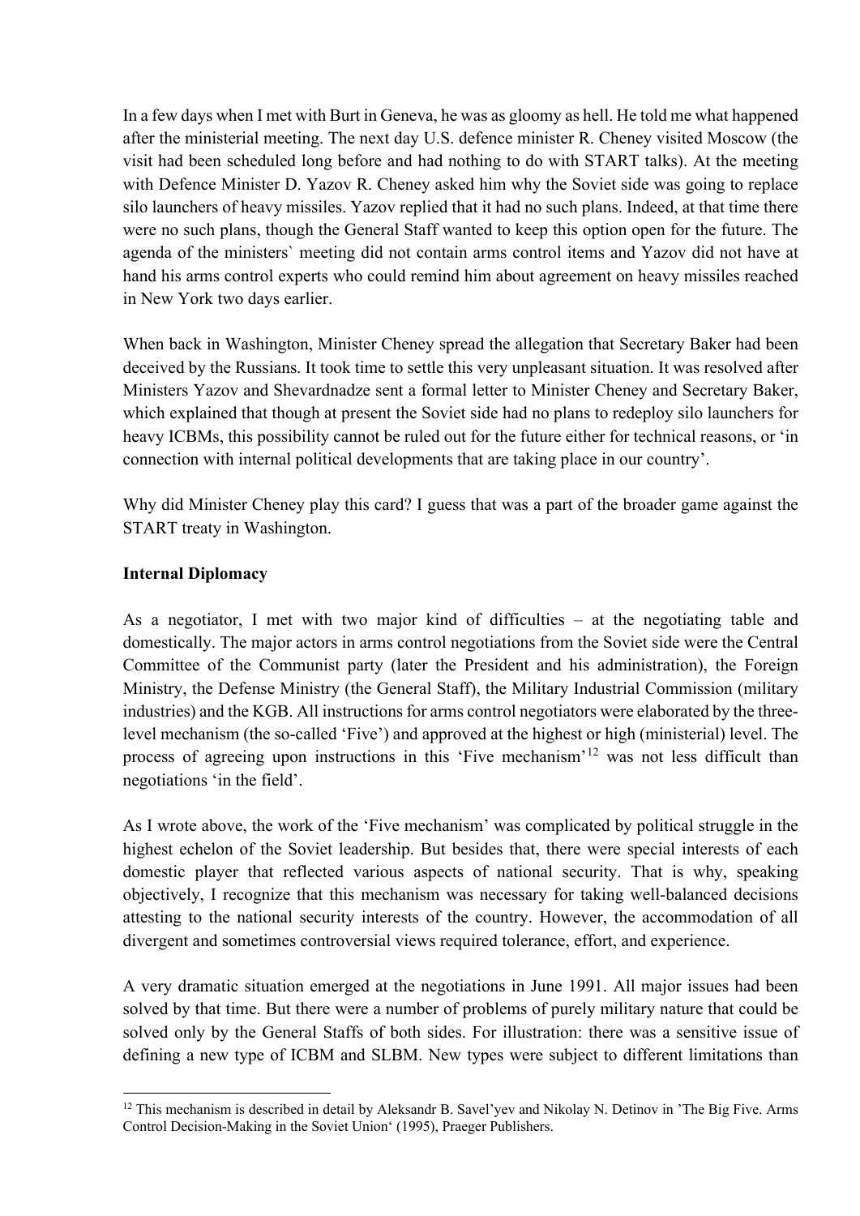In a few days when I met with Burt in Geneva, he was as gloomy as hell. He told me what happened after the ministerial meeting. The next day U.S. defence minister R. Cheney visited Moscow (the visit had been scheduled long before and had nothing to do with START talks). At the meeting with Defence Minister D. Yazov R. Cheney asked him why the Soviet side was going to replace silo launchers of heavy missiles. Yazov replied that it had no such plans. Indeed, at that time there were no such plans, though the General Staff wanted to keep this option open for the future. The agenda of the ministers` meeting did not contain arms control items and Yazov did not have at hand his arms control experts who could remind him about agreement on heavy missiles reached in New York two days earlier.

When back in Washington, Minister Cheney spread the allegation that Secretary Baker had been deceived by the Russians. It took time to settle this very unpleasant situation. It was resolved after Ministers Yazov and Shevardnadze sent a formal letter to Minister Cheney and Secretary Baker, which explained that though at present the Soviet side had no plans to redeploy silo launchers for heavy ICBMs, this possibility cannot be ruled out for the future either for technical reasons, or 'in connection with internal political developments that are taking place in our country'.

Why did Minister Cheney play this card? I guess that was a part of the broader game against the START treaty in Washington.

**Internal Diplomacy**

As a negotiator, I met with two major kind of difficulties – at the negotiating table and domestically. The major actors in arms control negotiations from the Soviet side were the Central Committee of the Communist party (later the President and his administration), the Foreign Ministry, the Defense Ministry (the General Staff), the Military Industrial Commission (military industries) and the KGB. All instructions for arms control negotiators were elaborated by the three-level mechanism (the so-called 'Five') and approved at the highest or high (ministerial) level. The process of agreeing upon instructions in this 'Five mechanism'[12] was not less difficult than negotiations 'in the field'.

As I wrote above, the work of the 'Five mechanism' was complicated by political struggle in the highest echelon of the Soviet leadership. But besides that, there were special interests of each domestic player that reflected various aspects of national security. That is why, speaking objectively, I recognize that this mechanism was necessary for taking well-balanced decisions attesting to the national security interests of the country. However, the accommodation of all divergent and sometimes controversial views required tolerance, effort, and experience.

A very dramatic situation emerged at the negotiations in June 1991. All major issues had been solved by that time. But there were a number of problems of purely military nature that could be solved only by the General Staffs of both sides. For illustration: there was a sensitive issue of defining a new type of ICBM and SLBM. New types were subject to different limitations than

[12] This mechanism is described in detail by Aleksandr B. Savel'yev and Nikolay N. Detinov in 'The Big Five. Arms Control Decision-Making in the Soviet Union' (1995), Praeger Publishers.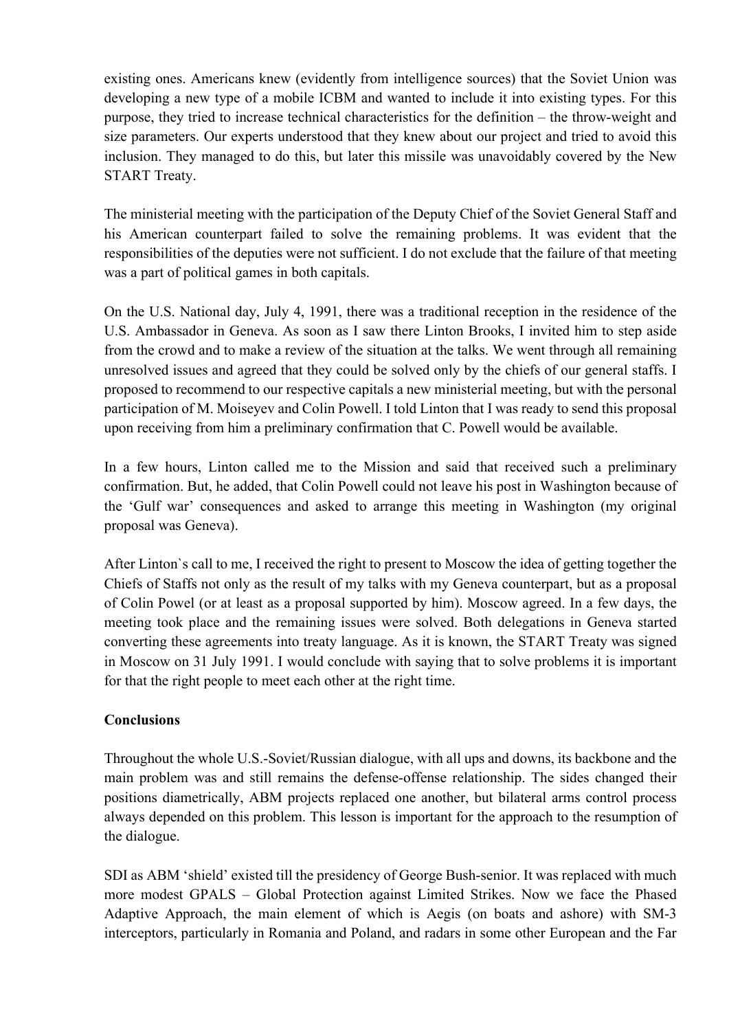existing ones. Americans knew (evidently from intelligence sources) that the Soviet Union was developing a new type of a mobile ICBM and wanted to include it into existing types. For this purpose, they tried to increase technical characteristics for the definition – the throw-weight and size parameters. Our experts understood that they knew about our project and tried to avoid this inclusion. They managed to do this, but later this missile was unavoidably covered by the New START Treaty.

The ministerial meeting with the participation of the Deputy Chief of the Soviet General Staff and his American counterpart failed to solve the remaining problems. It was evident that the responsibilities of the deputies were not sufficient. I do not exclude that the failure of that meeting was a part of political games in both capitals.

On the U.S. National day, July 4, 1991, there was a traditional reception in the residence of the U.S. Ambassador in Geneva. As soon as I saw there Linton Brooks, I invited him to step aside from the crowd and to make a review of the situation at the talks. We went through all remaining unresolved issues and agreed that they could be solved only by the chiefs of our general staffs. I proposed to recommend to our respective capitals a new ministerial meeting, but with the personal participation of M. Moiseyev and Colin Powell. I told Linton that I was ready to send this proposal upon receiving from him a preliminary confirmation that C. Powell would be available.

In a few hours, Linton called me to the Mission and said that received such a preliminary confirmation. But, he added, that Colin Powell could not leave his post in Washington because of the 'Gulf war' consequences and asked to arrange this meeting in Washington (my original proposal was Geneva).

After Linton`s call to me, I received the right to present to Moscow the idea of getting together the Chiefs of Staffs not only as the result of my talks with my Geneva counterpart, but as a proposal of Colin Powel (or at least as a proposal supported by him). Moscow agreed. In a few days, the meeting took place and the remaining issues were solved. Both delegations in Geneva started converting these agreements into treaty language. As it is known, the START Treaty was signed in Moscow on 31 July 1991. I would conclude with saying that to solve problems it is important for that the right people to meet each other at the right time.

**Conclusions**

Throughout the whole U.S.-Soviet/Russian dialogue, with all ups and downs, its backbone and the main problem was and still remains the defense-offense relationship. The sides changed their positions diametrically, ABM projects replaced one another, but bilateral arms control process always depended on this problem. This lesson is important for the approach to the resumption of the dialogue.

SDI as ABM 'shield' existed till the presidency of George Bush-senior. It was replaced with much more modest GPALS – Global Protection against Limited Strikes. Now we face the Phased Adaptive Approach, the main element of which is Aegis (on boats and ashore) with SM-3 interceptors, particularly in Romania and Poland, and radars in some other European and the Far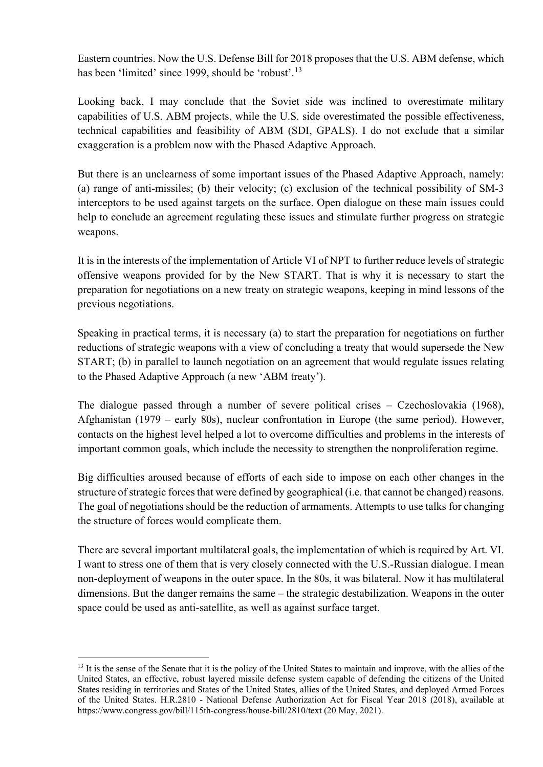Eastern countries. Now the U.S. Defense Bill for 2018 proposes that the U.S. ABM defense, which has been 'limited' since 1999, should be 'robust'.[13]

Looking back, I may conclude that the Soviet side was inclined to overestimate military capabilities of U.S. ABM projects, while the U.S. side overestimated the possible effectiveness, technical capabilities and feasibility of ABM (SDI, GPALS). I do not exclude that a similar exaggeration is a problem now with the Phased Adaptive Approach.

But there is an unclearness of some important issues of the Phased Adaptive Approach, namely: (a) range of anti-missiles; (b) their velocity; (c) exclusion of the technical possibility of SM-3 interceptors to be used against targets on the surface. Open dialogue on these main issues could help to conclude an agreement regulating these issues and stimulate further progress on strategic weapons.

It is in the interests of the implementation of Article VI of NPT to further reduce levels of strategic offensive weapons provided for by the New START. That is why it is necessary to start the preparation for negotiations on a new treaty on strategic weapons, keeping in mind lessons of the previous negotiations.

Speaking in practical terms, it is necessary (a) to start the preparation for negotiations on further reductions of strategic weapons with a view of concluding a treaty that would supersede the New START; (b) in parallel to launch negotiation on an agreement that would regulate issues relating to the Phased Adaptive Approach (a new 'ABM treaty').

The dialogue passed through a number of severe political crises – Czechoslovakia (1968), Afghanistan (1979 – early 80s), nuclear confrontation in Europe (the same period). However, contacts on the highest level helped a lot to overcome difficulties and problems in the interests of important common goals, which include the necessity to strengthen the nonproliferation regime.

Big difficulties aroused because of efforts of each side to impose on each other changes in the structure of strategic forces that were defined by geographical (i.e. that cannot be changed) reasons. The goal of negotiations should be the reduction of armaments. Attempts to use talks for changing the structure of forces would complicate them.

There are several important multilateral goals, the implementation of which is required by Art. VI. I want to stress one of them that is very closely connected with the U.S.-Russian dialogue. I mean non-deployment of weapons in the outer space. In the 80s, it was bilateral. Now it has multilateral dimensions. But the danger remains the same – the strategic destabilization. Weapons in the outer space could be used as anti-satellite, as well as against surface target.

---

[13] It is the sense of the Senate that it is the policy of the United States to maintain and improve, with the allies of the United States, an effective, robust layered missile defense system capable of defending the citizens of the United States residing in territories and States of the United States, allies of the United States, and deployed Armed Forces of the United States. H.R.2810 - National Defense Authorization Act for Fiscal Year 2018 (2018), available at https://www.congress.gov/bill/115th-congress/house-bill/2810/text (20 May, 2021).